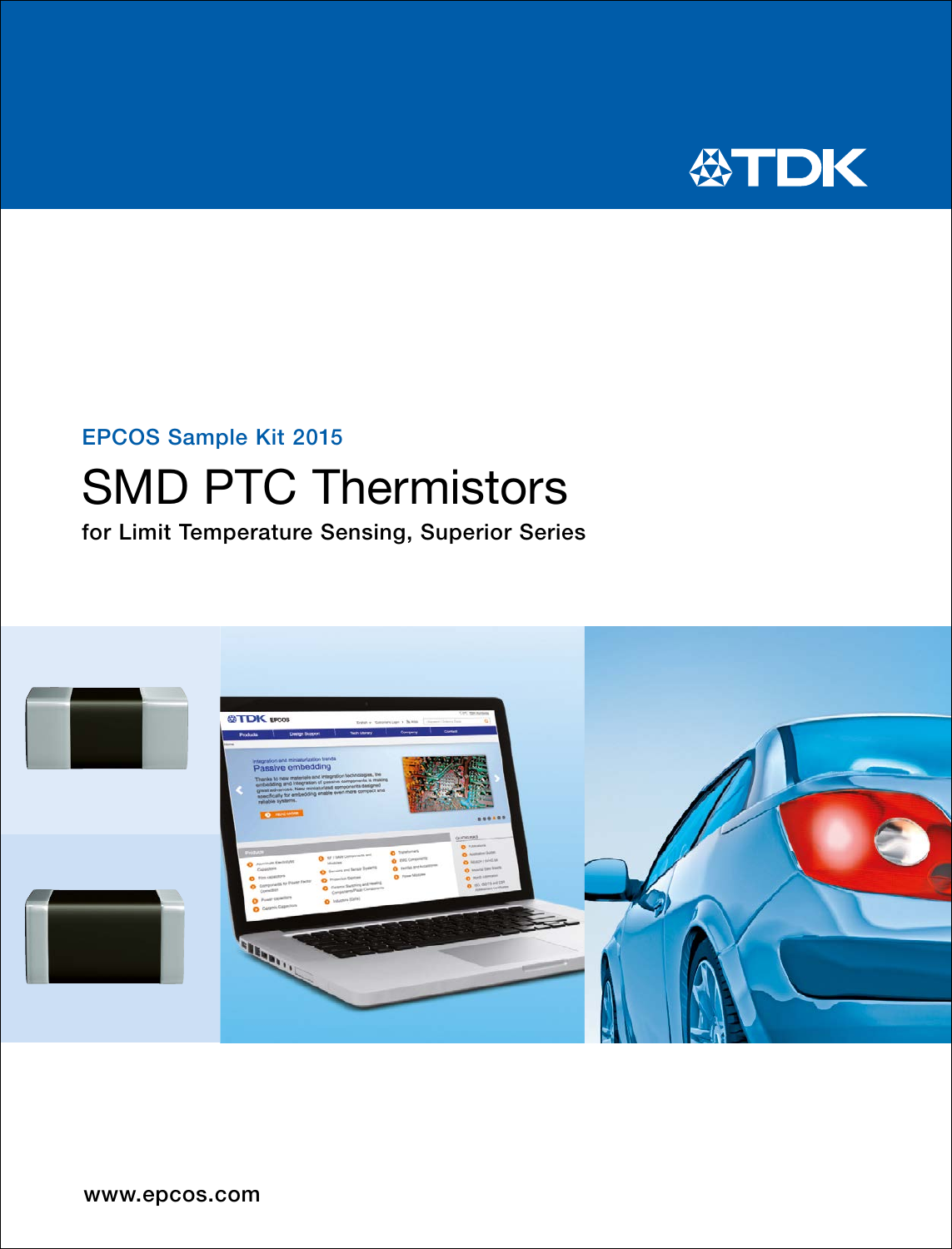TDK

EPCOS Sample Kit 2015

# SMD PTC Thermistors

**for Limit Temperature Sensing, Superior Series**

www.epcos.com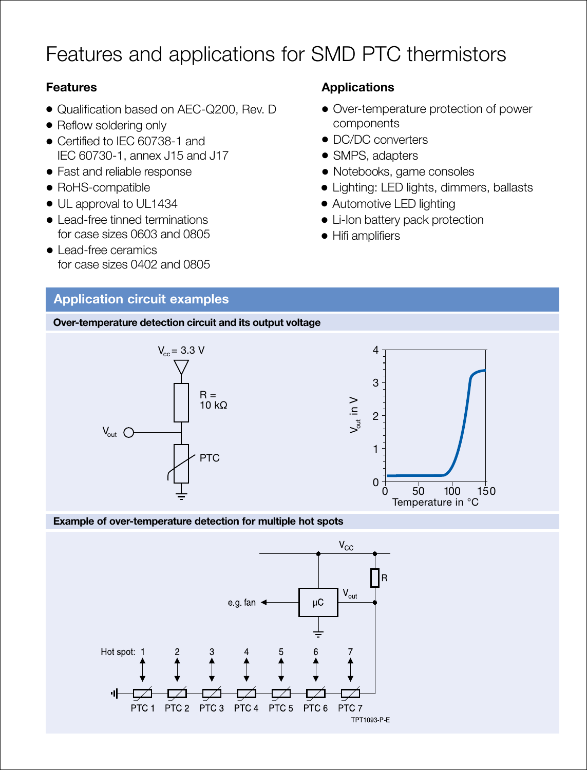# Features and applications for SMD PTC thermistors

### Features

- Qualification based on AEC-Q200, Rev. D
- Reflow soldering only
- Certified to IEC 60738-1 and IEC 60730-1, annex J15 and J17
- Fast and reliable response
- RoHS-compatible
- UL approval to UL1434
- Lead-free tinned terminations for case sizes 0603 and 0805
- Lead-free ceramics for case sizes 0402 and 0805

### Applications

- Over-temperature protection of power components
- DC/DC converters
- SMPS, adapters
- Notebooks, game consoles
- Lighting: LED lights, dimmers, ballasts
- Automotive LED lighting
- Li-Ion battery pack protection
- Hifi amplifiers

## Application circuit examples

**Over-temperature detection circuit and its output voltage**

$V_{cc}$ = 3.3 V

R = 10 kΩ

$V_{out}$

PTC

$V_{out}$ in V

Temperature in °C

**Example of over-temperature detection for multiple hot spots**

$V_{CC}$

R

$V_{out}$

μC

e.g. fan

Hot spot: 1 2 3 4 5 6 7

PTC 1 PTC 2 PTC 3 PTC 4 PTC 5 PTC 6 PTC 7

TPT1093-P-E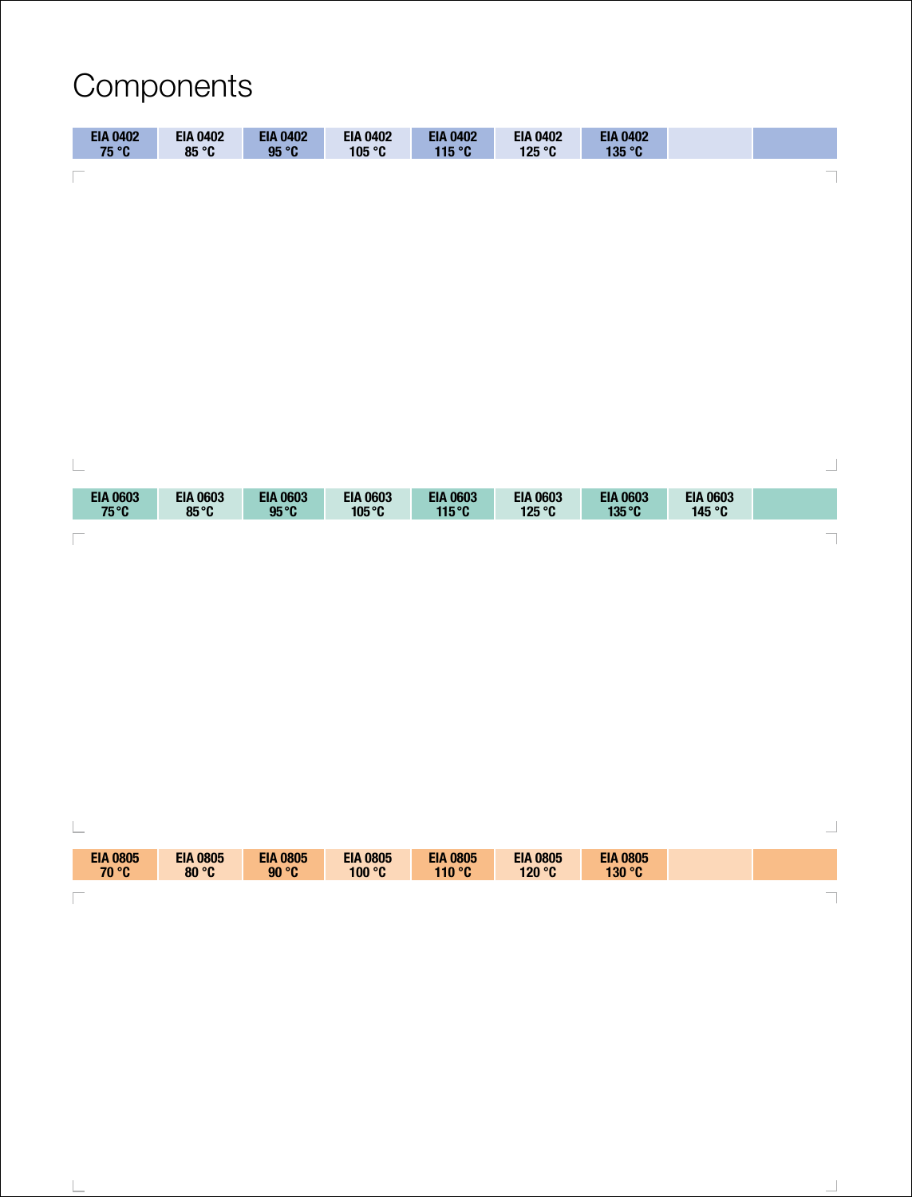# Components

| EIA 0402 75 °C | EIA 0402 85 °C | EIA 0402 95 °C | EIA 0402 105 °C | EIA 0402 115 °C | EIA 0402 125 °C | EIA 0402 135 °C | | |
|---|---|---|---|---|---|---|---|---|

| EIA 0603 75 °C | EIA 0603 85 °C | EIA 0603 95 °C | EIA 0603 105 °C | EIA 0603 115 °C | EIA 0603 125 °C | EIA 0603 135 °C | EIA 0603 145 °C | |
|---|---|---|---|---|---|---|---|---|

| EIA 0805 70 °C | EIA 0805 80 °C | EIA 0805 90 °C | EIA 0805 100 °C | EIA 0805 110 °C | EIA 0805 120 °C | EIA 0805 130 °C | | |
|---|---|---|---|---|---|---|---|---|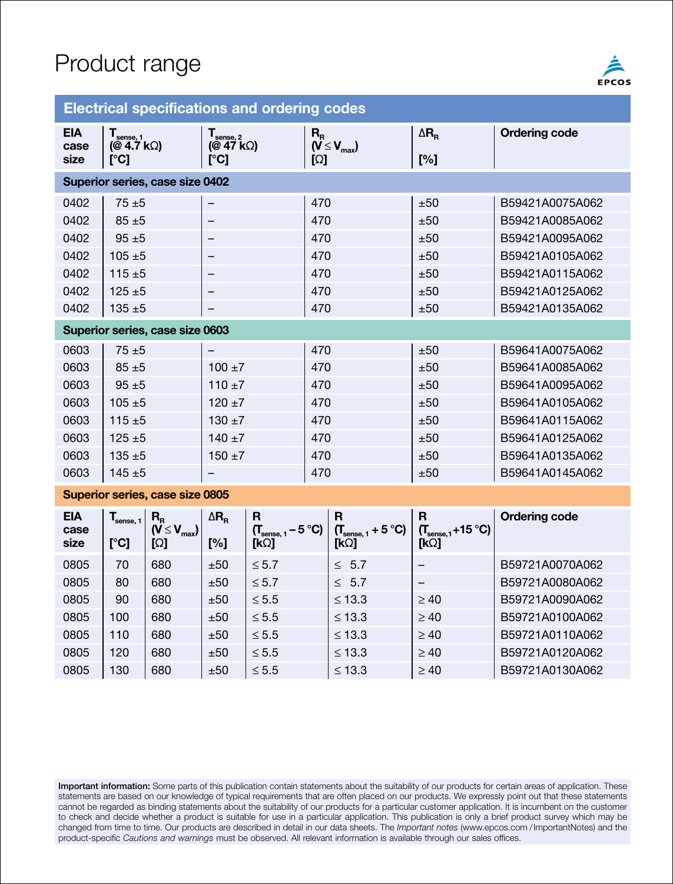# Product range

## Electrical specifications and ordering codes

| EIA case size | $T_{sense,1}$ (@ 4.7 kΩ) [°C] | $T_{sense,2}$ (@ 47 kΩ) [°C] | $R_R$ ($V \leq V_{max}$) [Ω] | $\Delta R_R$ [%] | Ordering code |
|---|---|---|---|---|---|
| **Superior series, case size 0402** | | | | | |
| 0402 | 75 ±5 | – | 470 | ±50 | B59421A0075A062 |
| 0402 | 85 ±5 | – | 470 | ±50 | B59421A0085A062 |
| 0402 | 95 ±5 | – | 470 | ±50 | B59421A0095A062 |
| 0402 | 105 ±5 | – | 470 | ±50 | B59421A0105A062 |
| 0402 | 115 ±5 | – | 470 | ±50 | B59421A0115A062 |
| 0402 | 125 ±5 | – | 470 | ±50 | B59421A0125A062 |
| 0402 | 135 ±5 | – | 470 | ±50 | B59421A0135A062 |
| **Superior series, case size 0603** | | | | | |
| 0603 | 75 ±5 | – | 470 | ±50 | B59641A0075A062 |
| 0603 | 85 ±5 | 100 ±7 | 470 | ±50 | B59641A0085A062 |
| 0603 | 95 ±5 | 110 ±7 | 470 | ±50 | B59641A0095A062 |
| 0603 | 105 ±5 | 120 ±7 | 470 | ±50 | B59641A0105A062 |
| 0603 | 115 ±5 | 130 ±7 | 470 | ±50 | B59641A0115A062 |
| 0603 | 125 ±5 | 140 ±7 | 470 | ±50 | B59641A0125A062 |
| 0603 | 135 ±5 | 150 ±7 | 470 | ±50 | B59641A0135A062 |
| 0603 | 145 ±5 | – | 470 | ±50 | B59641A0145A062 |

**Superior series, case size 0805**

| EIA case size | $T_{sense,1}$ [°C] | $R_R$ ($V \leq V_{max}$) [Ω] | $\Delta R_R$ [%] | R ($T_{sense,1}$ – 5 °C) [kΩ] | R ($T_{sense,1}$ + 5 °C) [kΩ] | R ($T_{sense,1}$+15 °C) [kΩ] | Ordering code |
|---|---|---|---|---|---|---|---|
| 0805 | 70 | 680 | ±50 | ≤ 5.7 | ≤ 5.7 | – | B59721A0070A062 |
| 0805 | 80 | 680 | ±50 | ≤ 5.7 | ≤ 5.7 | – | B59721A0080A062 |
| 0805 | 90 | 680 | ±50 | ≤ 5.5 | ≤ 13.3 | ≥ 40 | B59721A0090A062 |
| 0805 | 100 | 680 | ±50 | ≤ 5.5 | ≤ 13.3 | ≥ 40 | B59721A0100A062 |
| 0805 | 110 | 680 | ±50 | ≤ 5.5 | ≤ 13.3 | ≥ 40 | B59721A0110A062 |
| 0805 | 120 | 680 | ±50 | ≤ 5.5 | ≤ 13.3 | ≥ 40 | B59721A0120A062 |
| 0805 | 130 | 680 | ±50 | ≤ 5.5 | ≤ 13.3 | ≥ 40 | B59721A0130A062 |

**Important information:** Some parts of this publication contain statements about the suitability of our products for certain areas of application. These statements are based on our knowledge of typical requirements that are often placed on our products. We expressly point out that these statements cannot be regarded as binding statements about the suitability of our products for a particular customer application. It is incumbent on the customer to check and decide whether a product is suitable for use in a particular application. This publication is only a brief product survey which may be changed from time to time. Our products are described in detail in our data sheets. The *Important notes* (www.epcos.com/ImportantNotes) and the product-specific *Cautions and warnings* must be observed. All relevant information is available through our sales offices.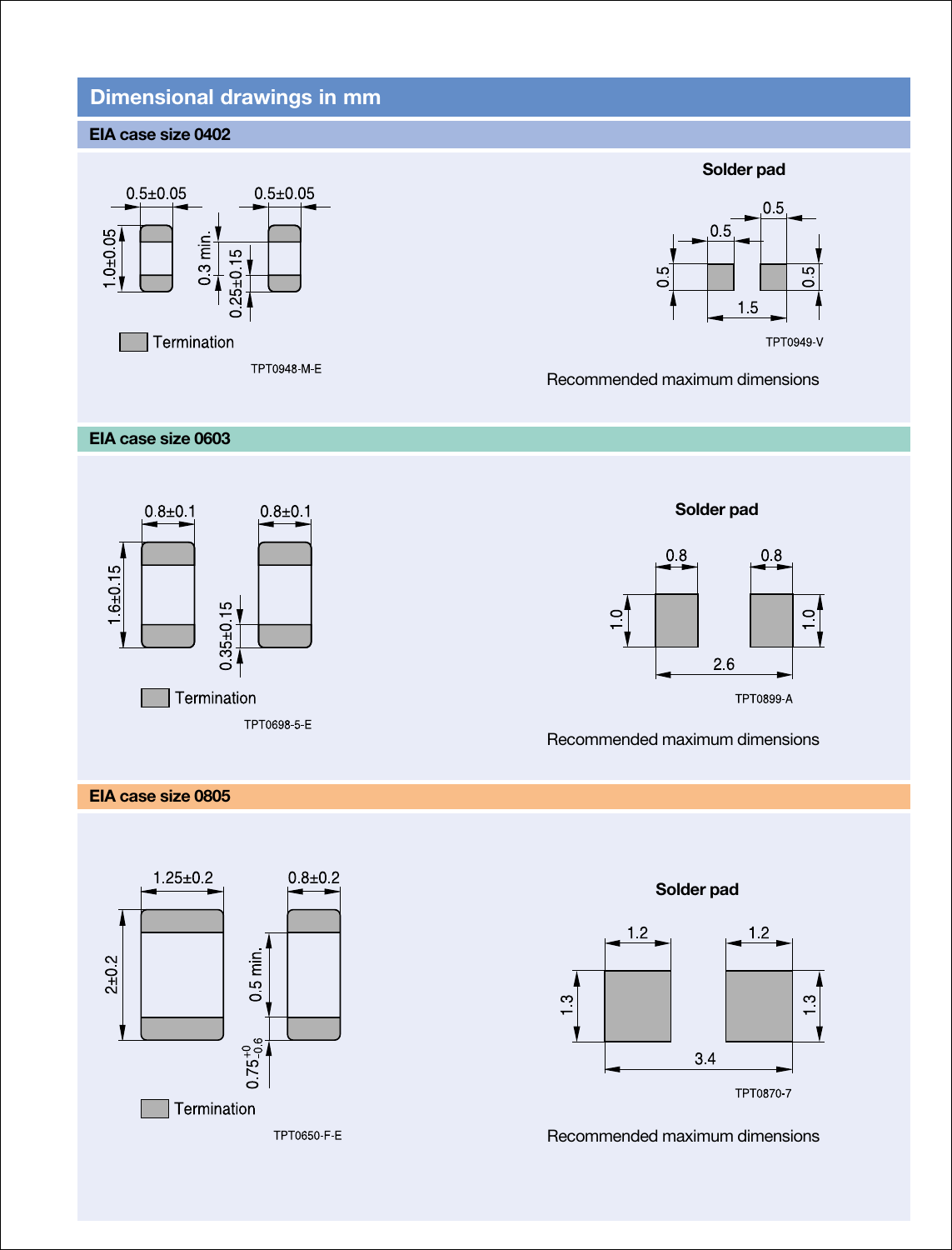# Dimensional drawings in mm

## EIA case size 0402

0.5±0.05
0.5±0.05
1.0±0.05
0.3 min.
0.25±0.15

Termination

TPT0948-M-E

**Solder pad**

0.5
0.5
0.5
0.5
1.5

TPT0949-V

Recommended maximum dimensions

## EIA case size 0603

0.8±0.1
0.8±0.1
1.6±0.15
0.35±0.15

Termination

TPT0698-5-E

**Solder pad**

0.8
0.8
1.0
1.0
2.6

TPT0899-A

Recommended maximum dimensions

## EIA case size 0805

1.25±0.2
0.8±0.2
2±0.2
0.5 min.
$0.75^{+0}_{-0.6}$

Termination

TPT0650-F-E

**Solder pad**

1.2
1.2
1.3
1.3
3.4

TPT0870-7

Recommended maximum dimensions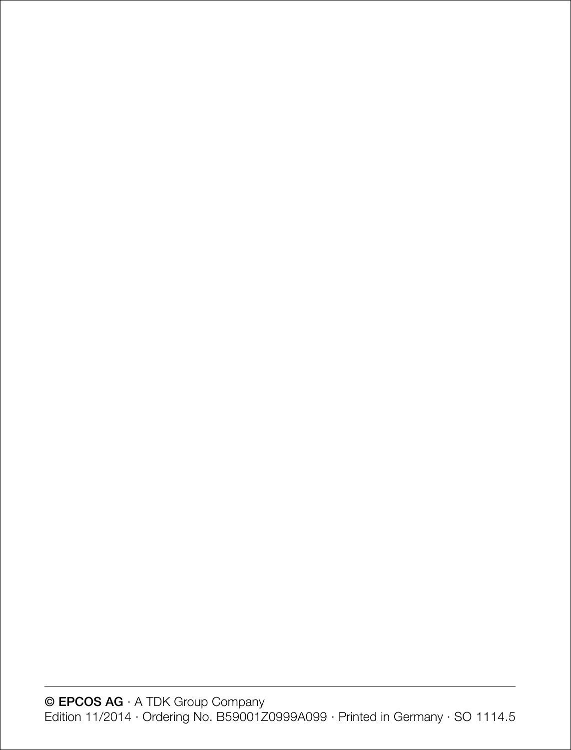© **EPCOS AG** · A TDK Group Company
Edition 11/2014 · Ordering No. B59001Z0999A099 · Printed in Germany · SO 1114.5